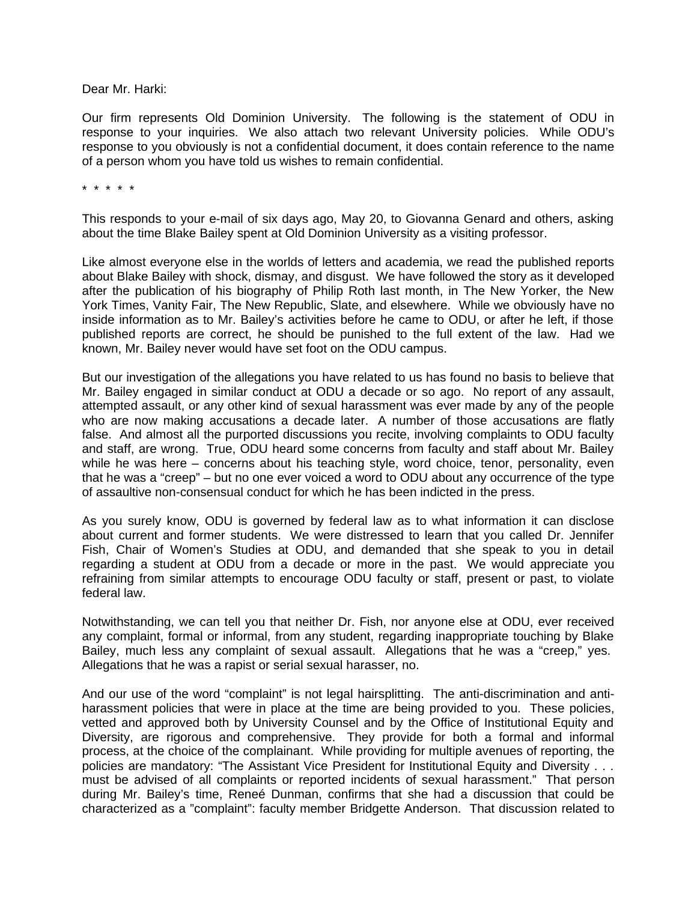Dear Mr. Harki:

Our firm represents Old Dominion University. The following is the statement of ODU in response to your inquiries. We also attach two relevant University policies. While ODU's response to you obviously is not a confidential document, it does contain reference to the name of a person whom you have told us wishes to remain confidential.

\* \* \* \* \*

This responds to your e-mail of six days ago, May 20, to Giovanna Genard and others, asking about the time Blake Bailey spent at Old Dominion University as a visiting professor.

Like almost everyone else in the worlds of letters and academia, we read the published reports about Blake Bailey with shock, dismay, and disgust. We have followed the story as it developed after the publication of his biography of Philip Roth last month, in The New Yorker, the New York Times, Vanity Fair, The New Republic, Slate, and elsewhere. While we obviously have no inside information as to Mr. Bailey's activities before he came to ODU, or after he left, if those published reports are correct, he should be punished to the full extent of the law. Had we known, Mr. Bailey never would have set foot on the ODU campus.

But our investigation of the allegations you have related to us has found no basis to believe that Mr. Bailey engaged in similar conduct at ODU a decade or so ago. No report of any assault, attempted assault, or any other kind of sexual harassment was ever made by any of the people who are now making accusations a decade later. A number of those accusations are flatly false. And almost all the purported discussions you recite, involving complaints to ODU faculty and staff, are wrong. True, ODU heard some concerns from faculty and staff about Mr. Bailey while he was here – concerns about his teaching style, word choice, tenor, personality, even that he was a "creep" – but no one ever voiced a word to ODU about any occurrence of the type of assaultive non-consensual conduct for which he has been indicted in the press.

As you surely know, ODU is governed by federal law as to what information it can disclose about current and former students. We were distressed to learn that you called Dr. Jennifer Fish, Chair of Women's Studies at ODU, and demanded that she speak to you in detail regarding a student at ODU from a decade or more in the past. We would appreciate you refraining from similar attempts to encourage ODU faculty or staff, present or past, to violate federal law.

Notwithstanding, we can tell you that neither Dr. Fish, nor anyone else at ODU, ever received any complaint, formal or informal, from any student, regarding inappropriate touching by Blake Bailey, much less any complaint of sexual assault. Allegations that he was a "creep," yes. Allegations that he was a rapist or serial sexual harasser, no.

And our use of the word "complaint" is not legal hairsplitting. The anti-discrimination and anti-harassment policies that were in place at the time are being provided to you. These policies, vetted and approved both by University Counsel and by the Office of Institutional Equity and Diversity, are rigorous and comprehensive. They provide for both a formal and informal process, at the choice of the complainant. While providing for multiple avenues of reporting, the policies are mandatory: "The Assistant Vice President for Institutional Equity and Diversity . . . must be advised of all complaints or reported incidents of sexual harassment." That person during Mr. Bailey's time, Reneé Dunman, confirms that she had a discussion that could be characterized as a "complaint": faculty member Bridgette Anderson. That discussion related to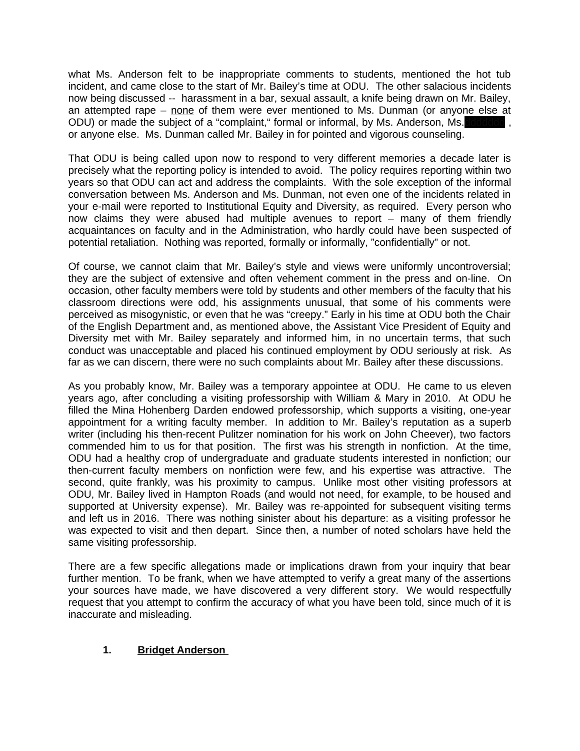what Ms. Anderson felt to be inappropriate comments to students, mentioned the hot tub incident, and came close to the start of Mr. Bailey's time at ODU. The other salacious incidents now being discussed -- harassment in a bar, sexual assault, a knife being drawn on Mr. Bailey, an attempted rape – none of them were ever mentioned to Ms. Dunman (or anyone else at ODU) or made the subject of a "complaint," formal or informal, by Ms. Anderson, Ms. ████████, or anyone else. Ms. Dunman called Mr. Bailey in for pointed and vigorous counseling.

That ODU is being called upon now to respond to very different memories a decade later is precisely what the reporting policy is intended to avoid. The policy requires reporting within two years so that ODU can act and address the complaints. With the sole exception of the informal conversation between Ms. Anderson and Ms. Dunman, not even one of the incidents related in your e-mail were reported to Institutional Equity and Diversity, as required. Every person who now claims they were abused had multiple avenues to report – many of them friendly acquaintances on faculty and in the Administration, who hardly could have been suspected of potential retaliation. Nothing was reported, formally or informally, "confidentially" or not.

Of course, we cannot claim that Mr. Bailey's style and views were uniformly uncontroversial; they are the subject of extensive and often vehement comment in the press and on-line. On occasion, other faculty members were told by students and other members of the faculty that his classroom directions were odd, his assignments unusual, that some of his comments were perceived as misogynistic, or even that he was "creepy." Early in his time at ODU both the Chair of the English Department and, as mentioned above, the Assistant Vice President of Equity and Diversity met with Mr. Bailey separately and informed him, in no uncertain terms, that such conduct was unacceptable and placed his continued employment by ODU seriously at risk. As far as we can discern, there were no such complaints about Mr. Bailey after these discussions.

As you probably know, Mr. Bailey was a temporary appointee at ODU. He came to us eleven years ago, after concluding a visiting professorship with William & Mary in 2010. At ODU he filled the Mina Hohenberg Darden endowed professorship, which supports a visiting, one-year appointment for a writing faculty member. In addition to Mr. Bailey's reputation as a superb writer (including his then-recent Pulitzer nomination for his work on John Cheever), two factors commended him to us for that position. The first was his strength in nonfiction. At the time, ODU had a healthy crop of undergraduate and graduate students interested in nonfiction; our then-current faculty members on nonfiction were few, and his expertise was attractive. The second, quite frankly, was his proximity to campus. Unlike most other visiting professors at ODU, Mr. Bailey lived in Hampton Roads (and would not need, for example, to be housed and supported at University expense). Mr. Bailey was re-appointed for subsequent visiting terms and left us in 2016. There was nothing sinister about his departure: as a visiting professor he was expected to visit and then depart. Since then, a number of noted scholars have held the same visiting professorship.

There are a few specific allegations made or implications drawn from your inquiry that bear further mention. To be frank, when we have attempted to verify a great many of the assertions your sources have made, we have discovered a very different story. We would respectfully request that you attempt to confirm the accuracy of what you have been told, since much of it is inaccurate and misleading.

**1. Bridget Anderson**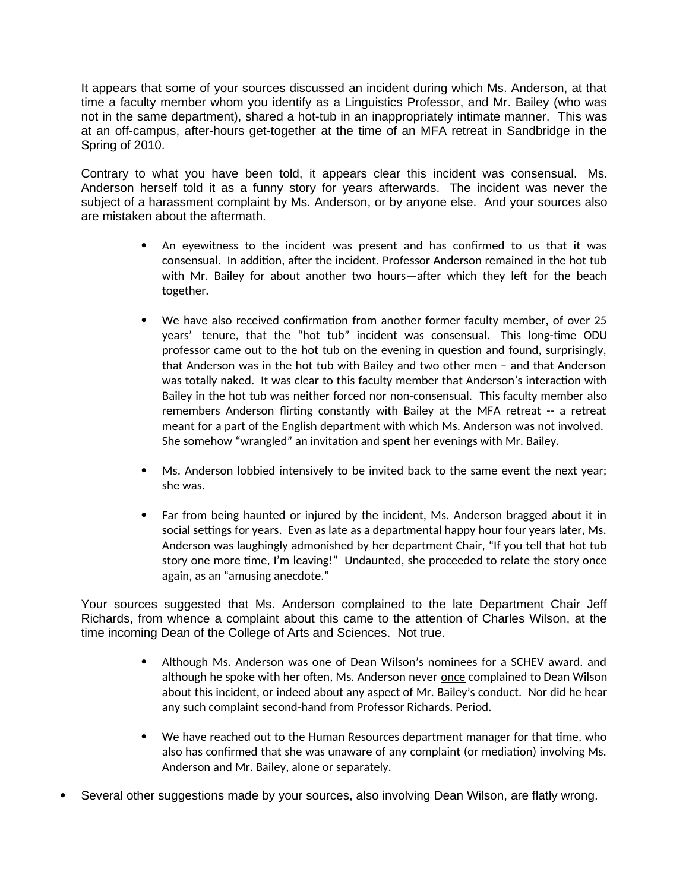It appears that some of your sources discussed an incident during which Ms. Anderson, at that time a faculty member whom you identify as a Linguistics Professor, and Mr. Bailey (who was not in the same department), shared a hot-tub in an inappropriately intimate manner. This was at an off-campus, after-hours get-together at the time of an MFA retreat in Sandbridge in the Spring of 2010.

Contrary to what you have been told, it appears clear this incident was consensual. Ms. Anderson herself told it as a funny story for years afterwards. The incident was never the subject of a harassment complaint by Ms. Anderson, or by anyone else. And your sources also are mistaken about the aftermath.

- An eyewitness to the incident was present and has confirmed to us that it was consensual. In addition, after the incident. Professor Anderson remained in the hot tub with Mr. Bailey for about another two hours—after which they left for the beach together.

- We have also received confirmation from another former faculty member, of over 25 years' tenure, that the "hot tub" incident was consensual. This long-time ODU professor came out to the hot tub on the evening in question and found, surprisingly, that Anderson was in the hot tub with Bailey and two other men – and that Anderson was totally naked. It was clear to this faculty member that Anderson's interaction with Bailey in the hot tub was neither forced nor non-consensual. This faculty member also remembers Anderson flirting constantly with Bailey at the MFA retreat -- a retreat meant for a part of the English department with which Ms. Anderson was not involved. She somehow "wrangled" an invitation and spent her evenings with Mr. Bailey.

- Ms. Anderson lobbied intensively to be invited back to the same event the next year; she was.

- Far from being haunted or injured by the incident, Ms. Anderson bragged about it in social settings for years. Even as late as a departmental happy hour four years later, Ms. Anderson was laughingly admonished by her department Chair, "If you tell that hot tub story one more time, I'm leaving!" Undaunted, she proceeded to relate the story once again, as an "amusing anecdote."

Your sources suggested that Ms. Anderson complained to the late Department Chair Jeff Richards, from whence a complaint about this came to the attention of Charles Wilson, at the time incoming Dean of the College of Arts and Sciences. Not true.

- Although Ms. Anderson was one of Dean Wilson's nominees for a SCHEV award. and although he spoke with her often, Ms. Anderson never <u>once</u> complained to Dean Wilson about this incident, or indeed about any aspect of Mr. Bailey's conduct. Nor did he hear any such complaint second-hand from Professor Richards. Period.

- We have reached out to the Human Resources department manager for that time, who also has confirmed that she was unaware of any complaint (or mediation) involving Ms. Anderson and Mr. Bailey, alone or separately.

- Several other suggestions made by your sources, also involving Dean Wilson, are flatly wrong.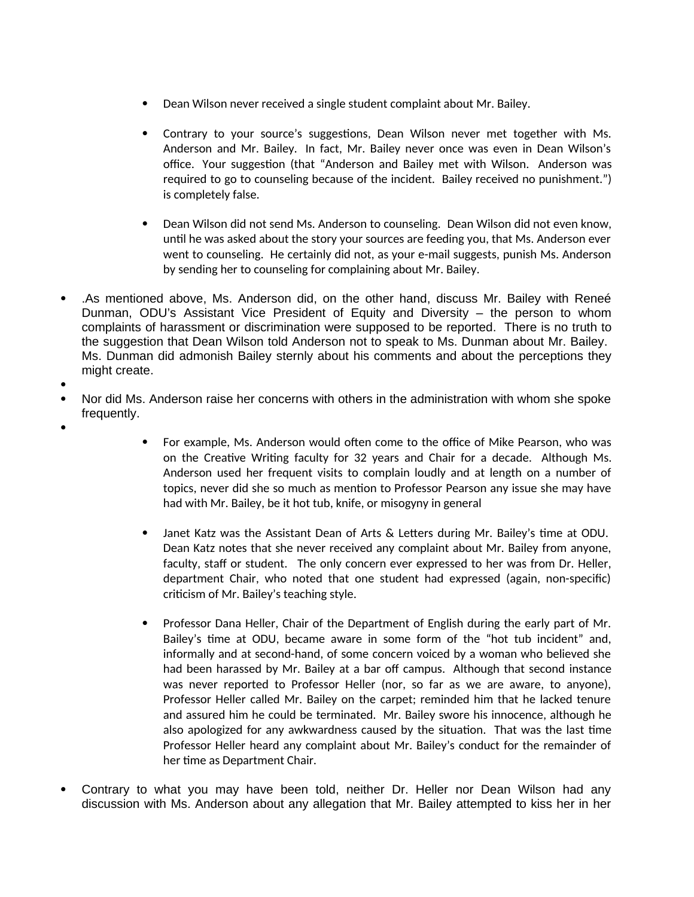- Dean Wilson never received a single student complaint about Mr. Bailey.

- Contrary to your source's suggestions, Dean Wilson never met together with Ms. Anderson and Mr. Bailey. In fact, Mr. Bailey never once was even in Dean Wilson's office. Your suggestion (that "Anderson and Bailey met with Wilson. Anderson was required to go to counseling because of the incident. Bailey received no punishment.") is completely false.

- Dean Wilson did not send Ms. Anderson to counseling. Dean Wilson did not even know, until he was asked about the story your sources are feeding you, that Ms. Anderson ever went to counseling. He certainly did not, as your e-mail suggests, punish Ms. Anderson by sending her to counseling for complaining about Mr. Bailey.

- .As mentioned above, Ms. Anderson did, on the other hand, discuss Mr. Bailey with Reneé Dunman, ODU's Assistant Vice President of Equity and Diversity – the person to whom complaints of harassment or discrimination were supposed to be reported. There is no truth to the suggestion that Dean Wilson told Anderson not to speak to Ms. Dunman about Mr. Bailey. Ms. Dunman did admonish Bailey sternly about his comments and about the perceptions they might create.

- Nor did Ms. Anderson raise her concerns with others in the administration with whom she spoke frequently.

  - For example, Ms. Anderson would often come to the office of Mike Pearson, who was on the Creative Writing faculty for 32 years and Chair for a decade. Although Ms. Anderson used her frequent visits to complain loudly and at length on a number of topics, never did she so much as mention to Professor Pearson any issue she may have had with Mr. Bailey, be it hot tub, knife, or misogyny in general

  - Janet Katz was the Assistant Dean of Arts & Letters during Mr. Bailey's time at ODU. Dean Katz notes that she never received any complaint about Mr. Bailey from anyone, faculty, staff or student. The only concern ever expressed to her was from Dr. Heller, department Chair, who noted that one student had expressed (again, non-specific) criticism of Mr. Bailey's teaching style.

  - Professor Dana Heller, Chair of the Department of English during the early part of Mr. Bailey's time at ODU, became aware in some form of the "hot tub incident" and, informally and at second-hand, of some concern voiced by a woman who believed she had been harassed by Mr. Bailey at a bar off campus. Although that second instance was never reported to Professor Heller (nor, so far as we are aware, to anyone), Professor Heller called Mr. Bailey on the carpet; reminded him that he lacked tenure and assured him he could be terminated. Mr. Bailey swore his innocence, although he also apologized for any awkwardness caused by the situation. That was the last time Professor Heller heard any complaint about Mr. Bailey's conduct for the remainder of her time as Department Chair.

- Contrary to what you may have been told, neither Dr. Heller nor Dean Wilson had any discussion with Ms. Anderson about any allegation that Mr. Bailey attempted to kiss her in her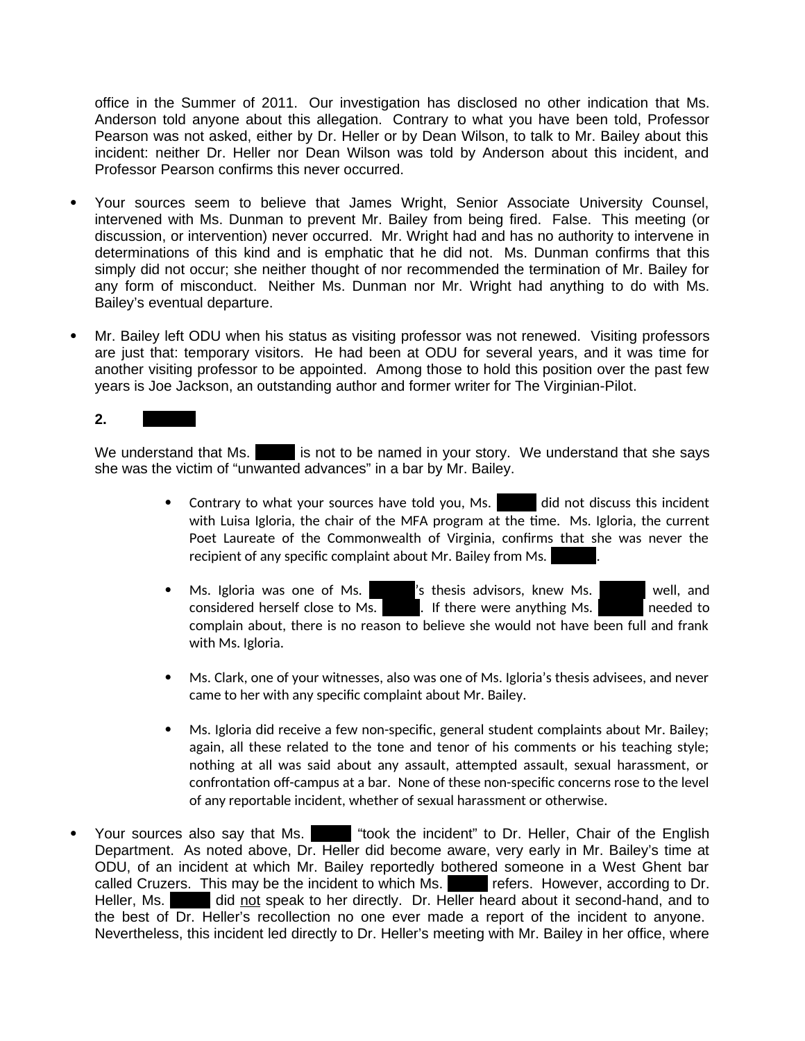office in the Summer of 2011. Our investigation has disclosed no other indication that Ms. Anderson told anyone about this allegation. Contrary to what you have been told, Professor Pearson was not asked, either by Dr. Heller or by Dean Wilson, to talk to Mr. Bailey about this incident: neither Dr. Heller nor Dean Wilson was told by Anderson about this incident, and Professor Pearson confirms this never occurred.

- Your sources seem to believe that James Wright, Senior Associate University Counsel, intervened with Ms. Dunman to prevent Mr. Bailey from being fired. False. This meeting (or discussion, or intervention) never occurred. Mr. Wright had and has no authority to intervene in determinations of this kind and is emphatic that he did not. Ms. Dunman confirms that this simply did not occur; she neither thought of nor recommended the termination of Mr. Bailey for any form of misconduct. Neither Ms. Dunman nor Mr. Wright had anything to do with Ms. Bailey's eventual departure.

- Mr. Bailey left ODU when his status as visiting professor was not renewed. Visiting professors are just that: temporary visitors. He had been at ODU for several years, and it was time for another visiting professor to be appointed. Among those to hold this position over the past few years is Joe Jackson, an outstanding author and former writer for The Virginian-Pilot.

**2. [REDACTED]**

We understand that Ms. [REDACTED] is not to be named in your story. We understand that she says she was the victim of "unwanted advances" in a bar by Mr. Bailey.

- Contrary to what your sources have told you, Ms. [REDACTED] did not discuss this incident with Luisa Igloria, the chair of the MFA program at the time. Ms. Igloria, the current Poet Laureate of the Commonwealth of Virginia, confirms that she was never the recipient of any specific complaint about Mr. Bailey from Ms. [REDACTED].

- Ms. Igloria was one of Ms. [REDACTED]'s thesis advisors, knew Ms. [REDACTED] well, and considered herself close to Ms. [REDACTED]. If there were anything Ms. [REDACTED] needed to complain about, there is no reason to believe she would not have been full and frank with Ms. Igloria.

- Ms. Clark, one of your witnesses, also was one of Ms. Igloria's thesis advisees, and never came to her with any specific complaint about Mr. Bailey.

- Ms. Igloria did receive a few non-specific, general student complaints about Mr. Bailey; again, all these related to the tone and tenor of his comments or his teaching style; nothing at all was said about any assault, attempted assault, sexual harassment, or confrontation off-campus at a bar. None of these non-specific concerns rose to the level of any reportable incident, whether of sexual harassment or otherwise.

- Your sources also say that Ms. [REDACTED] "took the incident" to Dr. Heller, Chair of the English Department. As noted above, Dr. Heller did become aware, very early in Mr. Bailey's time at ODU, of an incident at which Mr. Bailey reportedly bothered someone in a West Ghent bar called Cruzers. This may be the incident to which Ms. [REDACTED] refers. However, according to Dr. Heller, Ms. [REDACTED] did <u>not</u> speak to her directly. Dr. Heller heard about it second-hand, and to the best of Dr. Heller's recollection no one ever made a report of the incident to anyone. Nevertheless, this incident led directly to Dr. Heller's meeting with Mr. Bailey in her office, where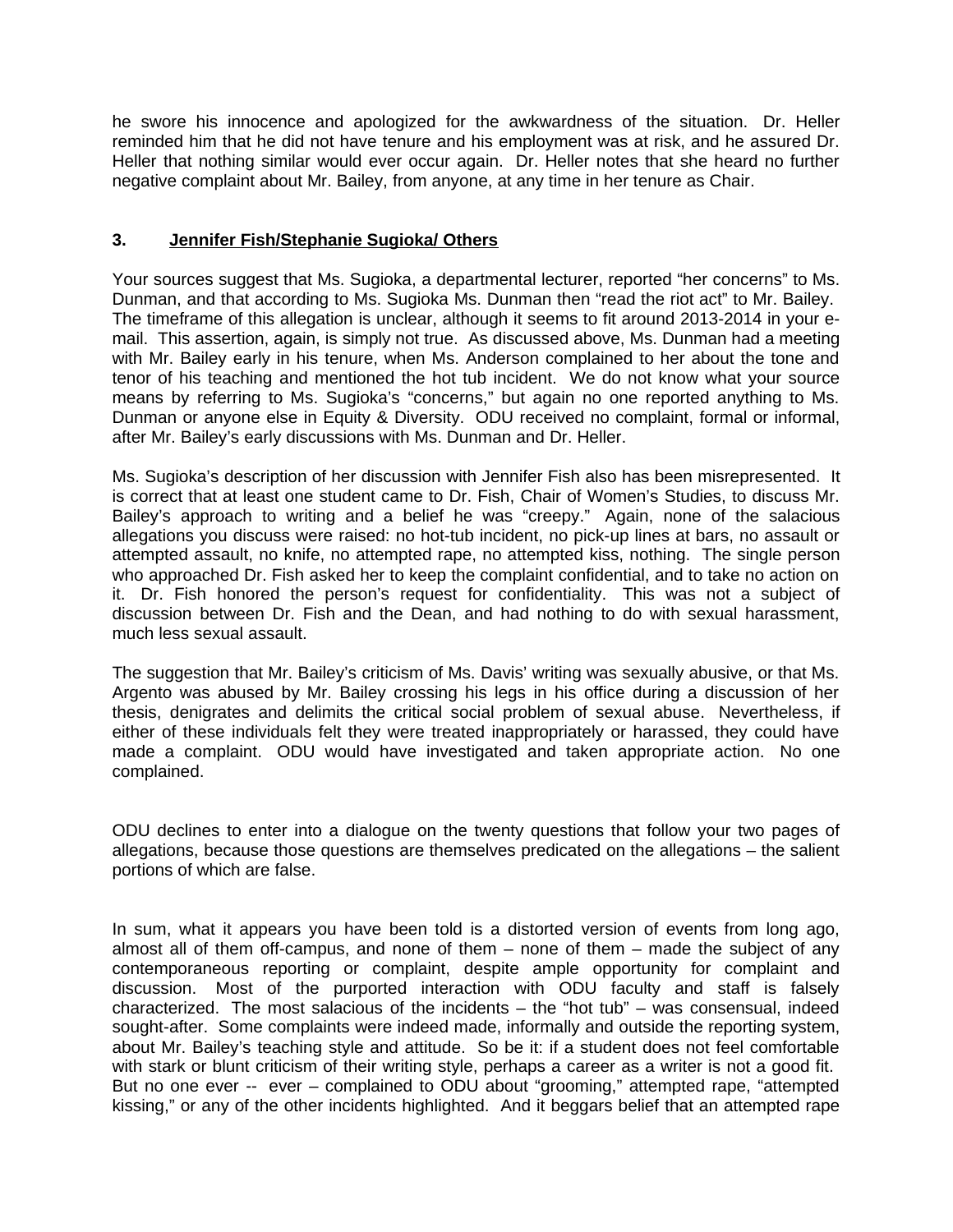he swore his innocence and apologized for the awkwardness of the situation. Dr. Heller reminded him that he did not have tenure and his employment was at risk, and he assured Dr. Heller that nothing similar would ever occur again. Dr. Heller notes that she heard no further negative complaint about Mr. Bailey, from anyone, at any time in her tenure as Chair.

### 3. Jennifer Fish/Stephanie Sugioka/ Others

Your sources suggest that Ms. Sugioka, a departmental lecturer, reported "her concerns" to Ms. Dunman, and that according to Ms. Sugioka Ms. Dunman then "read the riot act" to Mr. Bailey. The timeframe of this allegation is unclear, although it seems to fit around 2013-2014 in your e-mail. This assertion, again, is simply not true. As discussed above, Ms. Dunman had a meeting with Mr. Bailey early in his tenure, when Ms. Anderson complained to her about the tone and tenor of his teaching and mentioned the hot tub incident. We do not know what your source means by referring to Ms. Sugioka's "concerns," but again no one reported anything to Ms. Dunman or anyone else in Equity & Diversity. ODU received no complaint, formal or informal, after Mr. Bailey's early discussions with Ms. Dunman and Dr. Heller.

Ms. Sugioka's description of her discussion with Jennifer Fish also has been misrepresented. It is correct that at least one student came to Dr. Fish, Chair of Women's Studies, to discuss Mr. Bailey's approach to writing and a belief he was "creepy." Again, none of the salacious allegations you discuss were raised: no hot-tub incident, no pick-up lines at bars, no assault or attempted assault, no knife, no attempted rape, no attempted kiss, nothing. The single person who approached Dr. Fish asked her to keep the complaint confidential, and to take no action on it. Dr. Fish honored the person's request for confidentiality. This was not a subject of discussion between Dr. Fish and the Dean, and had nothing to do with sexual harassment, much less sexual assault.

The suggestion that Mr. Bailey's criticism of Ms. Davis' writing was sexually abusive, or that Ms. Argento was abused by Mr. Bailey crossing his legs in his office during a discussion of her thesis, denigrates and delimits the critical social problem of sexual abuse. Nevertheless, if either of these individuals felt they were treated inappropriately or harassed, they could have made a complaint. ODU would have investigated and taken appropriate action. No one complained.

ODU declines to enter into a dialogue on the twenty questions that follow your two pages of allegations, because those questions are themselves predicated on the allegations – the salient portions of which are false.

In sum, what it appears you have been told is a distorted version of events from long ago, almost all of them off-campus, and none of them – none of them – made the subject of any contemporaneous reporting or complaint, despite ample opportunity for complaint and discussion. Most of the purported interaction with ODU faculty and staff is falsely characterized. The most salacious of the incidents – the "hot tub" – was consensual, indeed sought-after. Some complaints were indeed made, informally and outside the reporting system, about Mr. Bailey's teaching style and attitude. So be it: if a student does not feel comfortable with stark or blunt criticism of their writing style, perhaps a career as a writer is not a good fit. But no one ever -- ever – complained to ODU about "grooming," attempted rape, "attempted kissing," or any of the other incidents highlighted. And it beggars belief that an attempted rape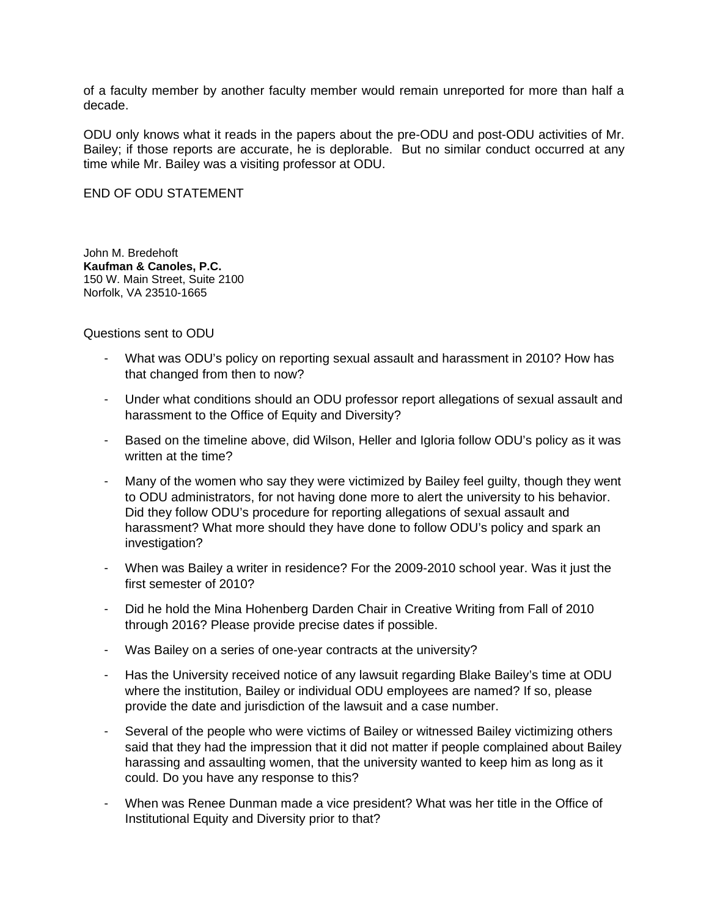of a faculty member by another faculty member would remain unreported for more than half a decade.

ODU only knows what it reads in the papers about the pre-ODU and post-ODU activities of Mr. Bailey; if those reports are accurate, he is deplorable. But no similar conduct occurred at any time while Mr. Bailey was a visiting professor at ODU.

END OF ODU STATEMENT

John M. Bredehoft
**Kaufman & Canoles, P.C.**
150 W. Main Street, Suite 2100
Norfolk, VA 23510-1665

Questions sent to ODU

- What was ODU's policy on reporting sexual assault and harassment in 2010? How has that changed from then to now?
- Under what conditions should an ODU professor report allegations of sexual assault and harassment to the Office of Equity and Diversity?
- Based on the timeline above, did Wilson, Heller and Igloria follow ODU's policy as it was written at the time?
- Many of the women who say they were victimized by Bailey feel guilty, though they went to ODU administrators, for not having done more to alert the university to his behavior. Did they follow ODU's procedure for reporting allegations of sexual assault and harassment? What more should they have done to follow ODU's policy and spark an investigation?
- When was Bailey a writer in residence? For the 2009-2010 school year. Was it just the first semester of 2010?
- Did he hold the Mina Hohenberg Darden Chair in Creative Writing from Fall of 2010 through 2016? Please provide precise dates if possible.
- Was Bailey on a series of one-year contracts at the university?
- Has the University received notice of any lawsuit regarding Blake Bailey's time at ODU where the institution, Bailey or individual ODU employees are named? If so, please provide the date and jurisdiction of the lawsuit and a case number.
- Several of the people who were victims of Bailey or witnessed Bailey victimizing others said that they had the impression that it did not matter if people complained about Bailey harassing and assaulting women, that the university wanted to keep him as long as it could. Do you have any response to this?
- When was Renee Dunman made a vice president? What was her title in the Office of Institutional Equity and Diversity prior to that?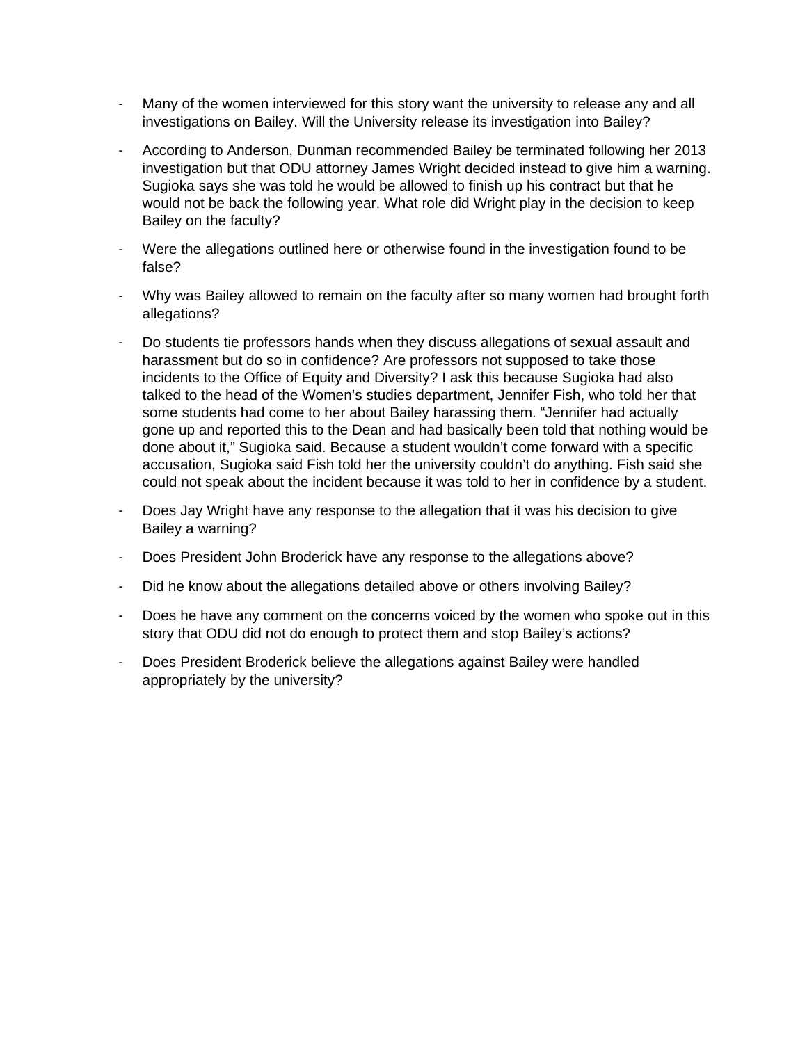- Many of the women interviewed for this story want the university to release any and all investigations on Bailey. Will the University release its investigation into Bailey?
- According to Anderson, Dunman recommended Bailey be terminated following her 2013 investigation but that ODU attorney James Wright decided instead to give him a warning. Sugioka says she was told he would be allowed to finish up his contract but that he would not be back the following year. What role did Wright play in the decision to keep Bailey on the faculty?
- Were the allegations outlined here or otherwise found in the investigation found to be false?
- Why was Bailey allowed to remain on the faculty after so many women had brought forth allegations?
- Do students tie professors hands when they discuss allegations of sexual assault and harassment but do so in confidence? Are professors not supposed to take those incidents to the Office of Equity and Diversity? I ask this because Sugioka had also talked to the head of the Women's studies department, Jennifer Fish, who told her that some students had come to her about Bailey harassing them. "Jennifer had actually gone up and reported this to the Dean and had basically been told that nothing would be done about it," Sugioka said. Because a student wouldn't come forward with a specific accusation, Sugioka said Fish told her the university couldn't do anything. Fish said she could not speak about the incident because it was told to her in confidence by a student.
- Does Jay Wright have any response to the allegation that it was his decision to give Bailey a warning?
- Does President John Broderick have any response to the allegations above?
- Did he know about the allegations detailed above or others involving Bailey?
- Does he have any comment on the concerns voiced by the women who spoke out in this story that ODU did not do enough to protect them and stop Bailey's actions?
- Does President Broderick believe the allegations against Bailey were handled appropriately by the university?